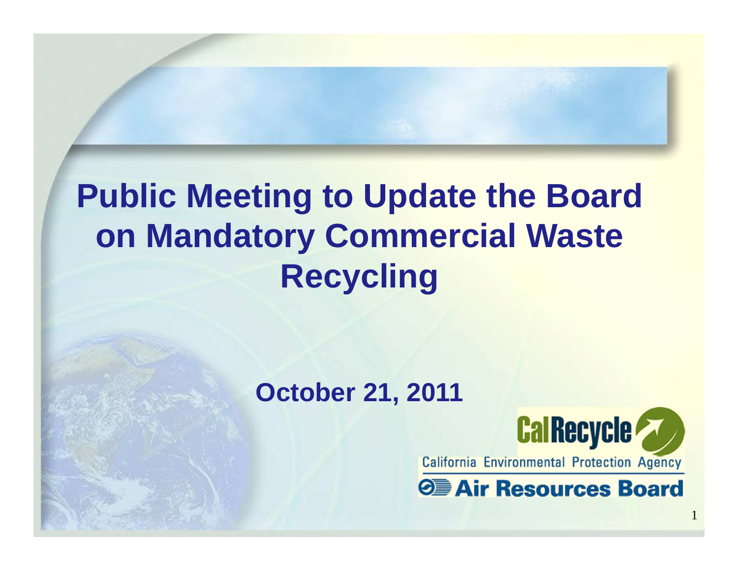# Public Meeting to Update the Board on Mandatory Commercial Waste Recycling

**October 21, 2011**

CalRecycle

California Environmental Protection Agency

Air Resources Board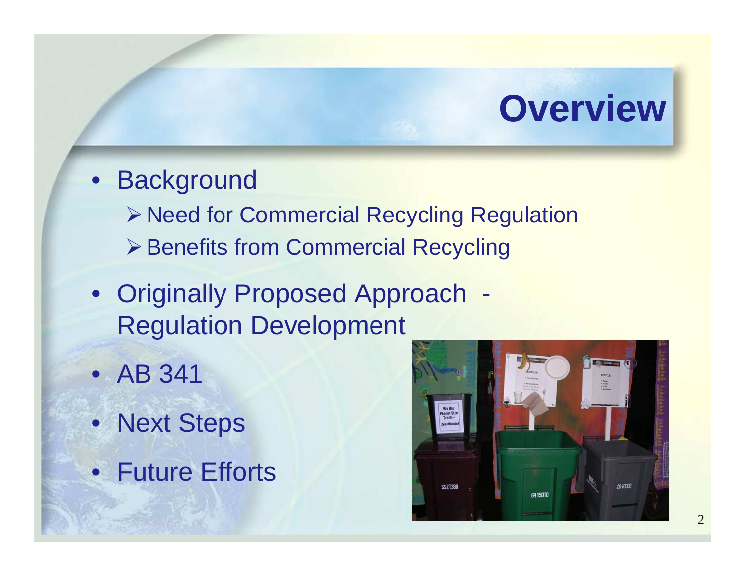# Overview

- Background
  - Need for Commercial Recycling Regulation
  - Benefits from Commercial Recycling
- Originally Proposed Approach - Regulation Development
- AB 341
- Next Steps
- Future Efforts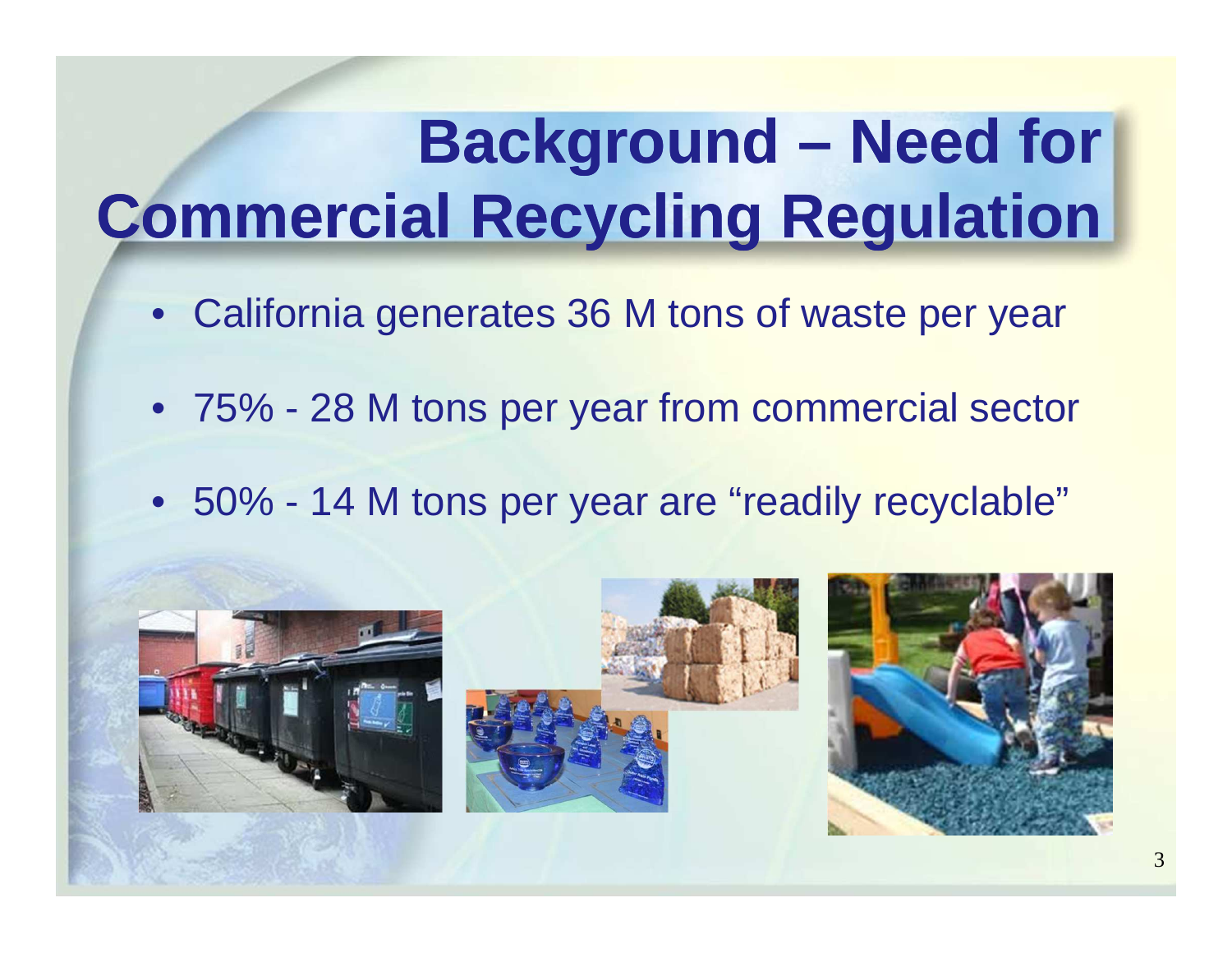# Background – Need for Commercial Recycling Regulation

- California generates 36 M tons of waste per year
- 75% - 28 M tons per year from commercial sector
- 50% - 14 M tons per year are "readily recyclable"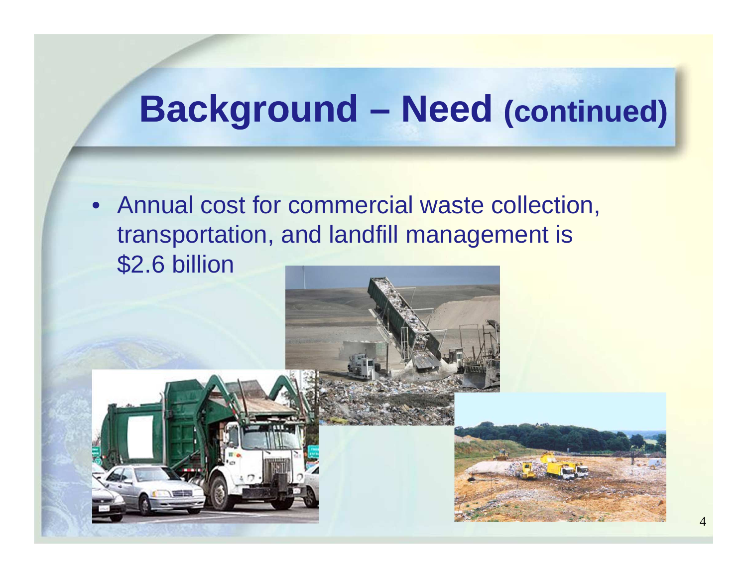# Background – Need (continued)

- Annual cost for commercial waste collection, transportation, and landfill management is $2.6 billion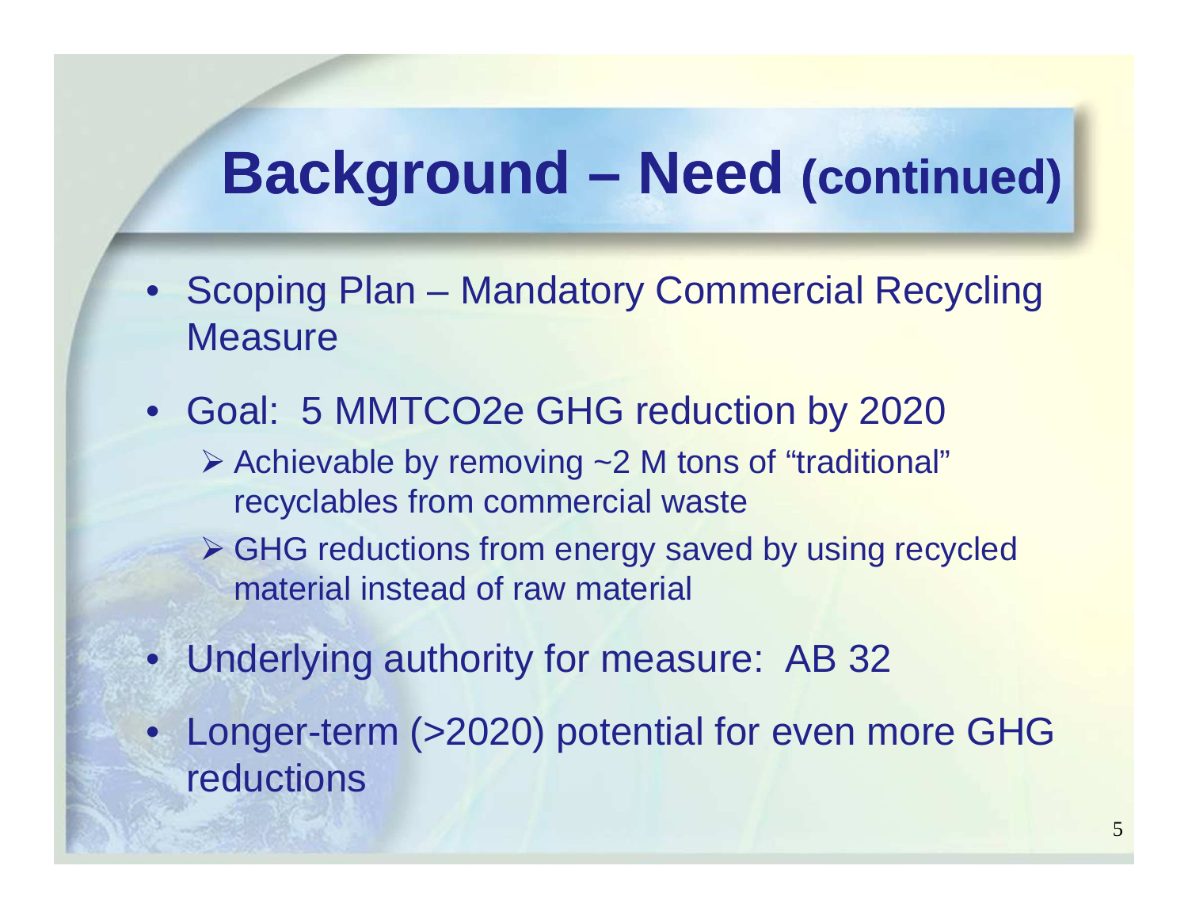# Background – Need (continued)

- Scoping Plan – Mandatory Commercial Recycling Measure
- Goal:  5 MMTCO2e GHG reduction by 2020
  - Achievable by removing ~2 M tons of "traditional" recyclables from commercial waste
  - GHG reductions from energy saved by using recycled material instead of raw material
- Underlying authority for measure:  AB 32
- Longer-term (>2020) potential for even more GHG reductions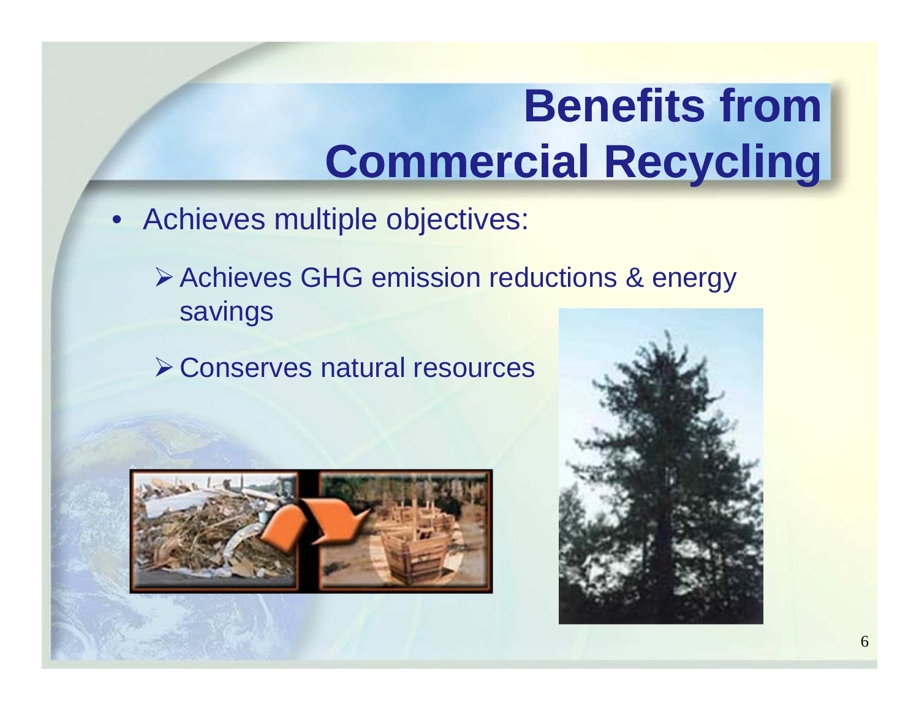# Benefits from Commercial Recycling

- Achieves multiple objectives:
  - Achieves GHG emission reductions & energy savings
  - Conserves natural resources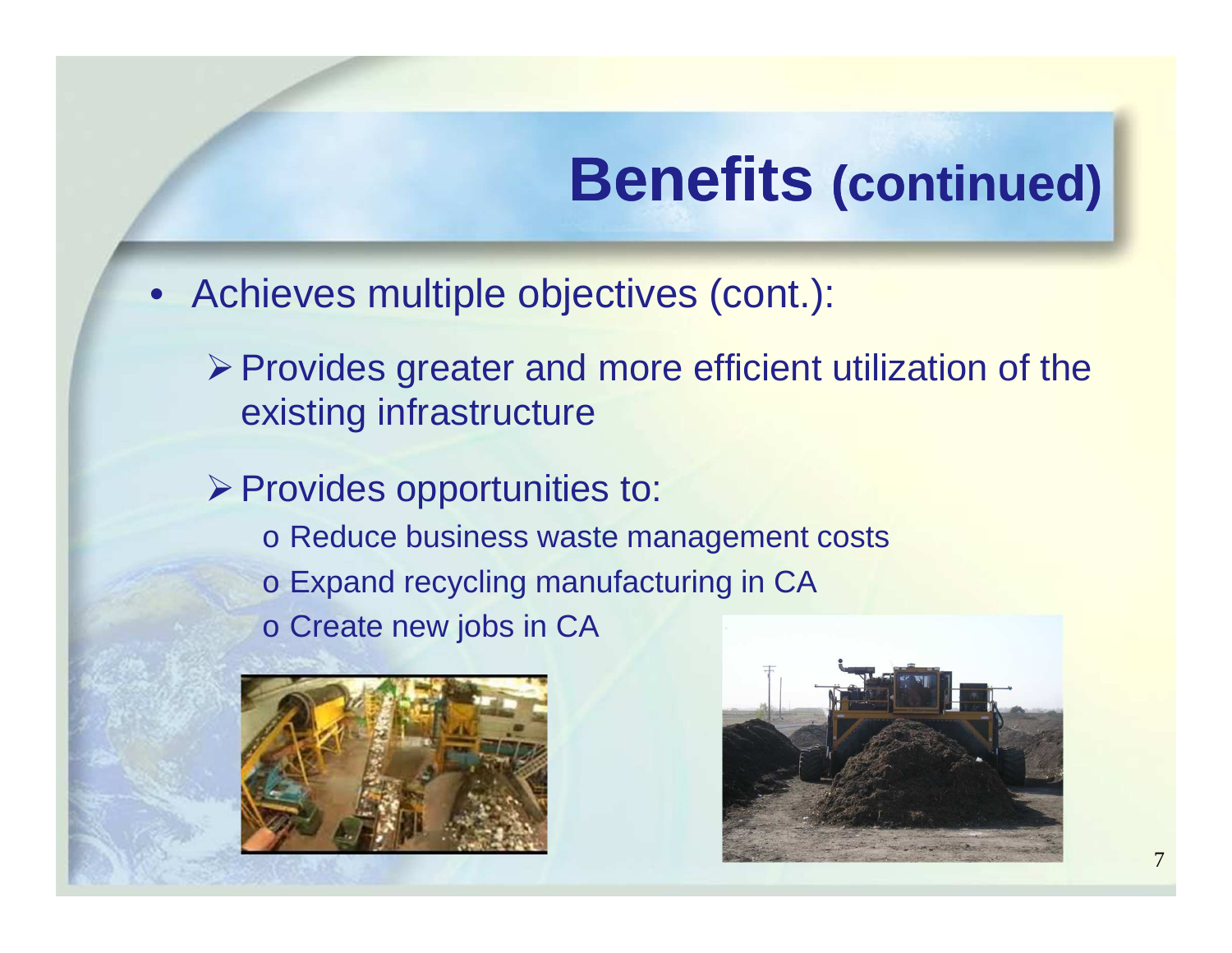# Benefits (continued)

- Achieves multiple objectives (cont.):
  - Provides greater and more efficient utilization of the existing infrastructure
  - Provides opportunities to:
    - Reduce business waste management costs
    - Expand recycling manufacturing in CA
    - Create new jobs in CA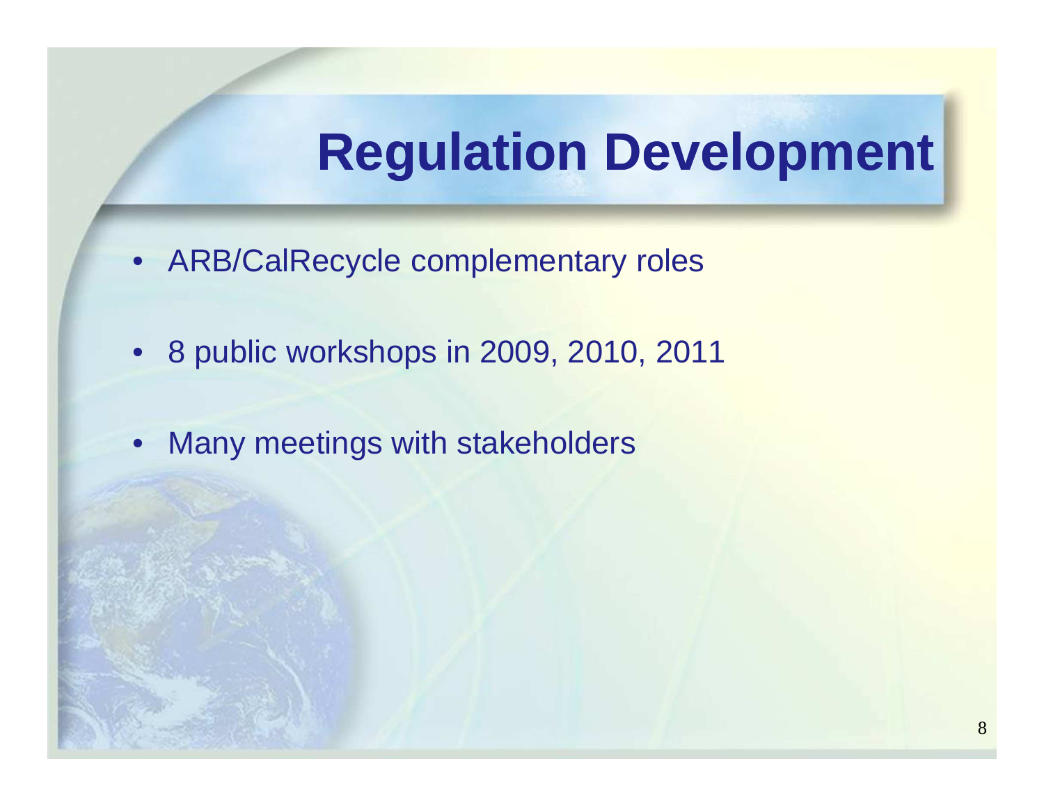# Regulation Development

- ARB/CalRecycle complementary roles
- 8 public workshops in 2009, 2010, 2011
- Many meetings with stakeholders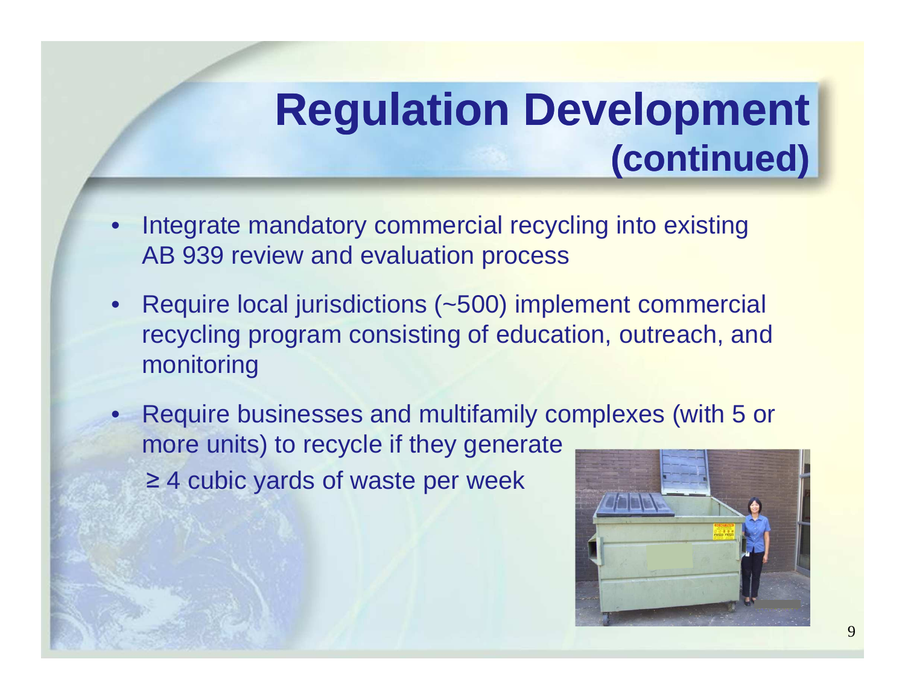# Regulation Development (continued)

- Integrate mandatory commercial recycling into existing AB 939 review and evaluation process
- Require local jurisdictions (~500) implement commercial recycling program consisting of education, outreach, and monitoring
- Require businesses and multifamily complexes (with 5 or more units) to recycle if they generate ≥ 4 cubic yards of waste per week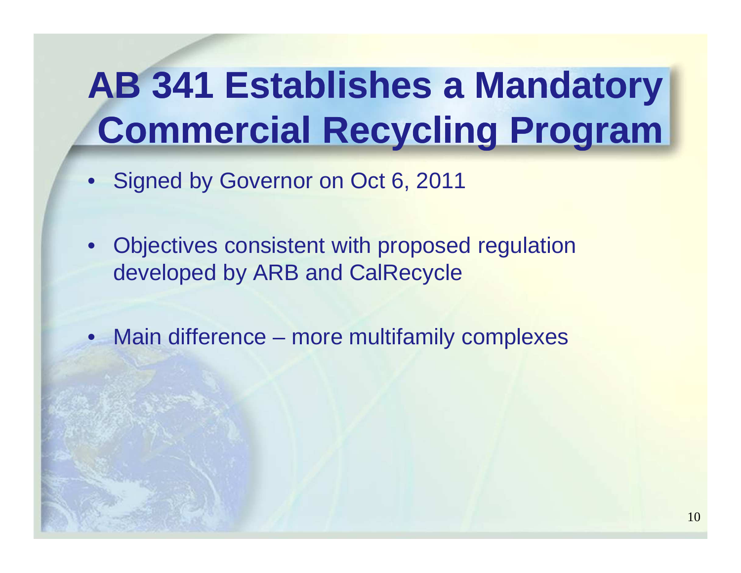# AB 341 Establishes a Mandatory Commercial Recycling Program

- Signed by Governor on Oct 6, 2011
- Objectives consistent with proposed regulation developed by ARB and CalRecycle
- Main difference – more multifamily complexes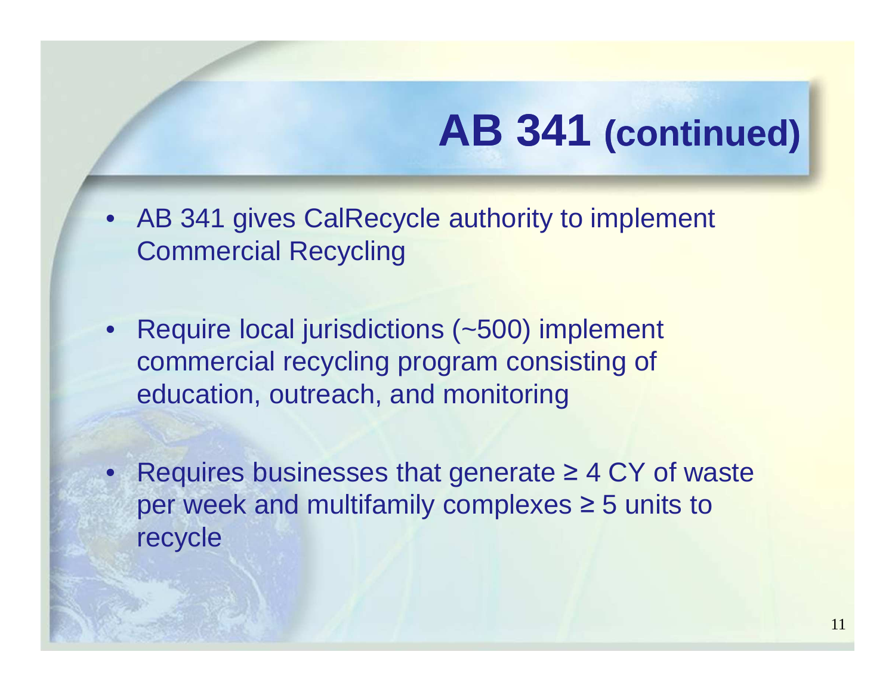# AB 341 (continued)

- AB 341 gives CalRecycle authority to implement Commercial Recycling
- Require local jurisdictions (~500) implement commercial recycling program consisting of education, outreach, and monitoring
- Requires businesses that generate ≥ 4 CY of waste per week and multifamily complexes ≥ 5 units to recycle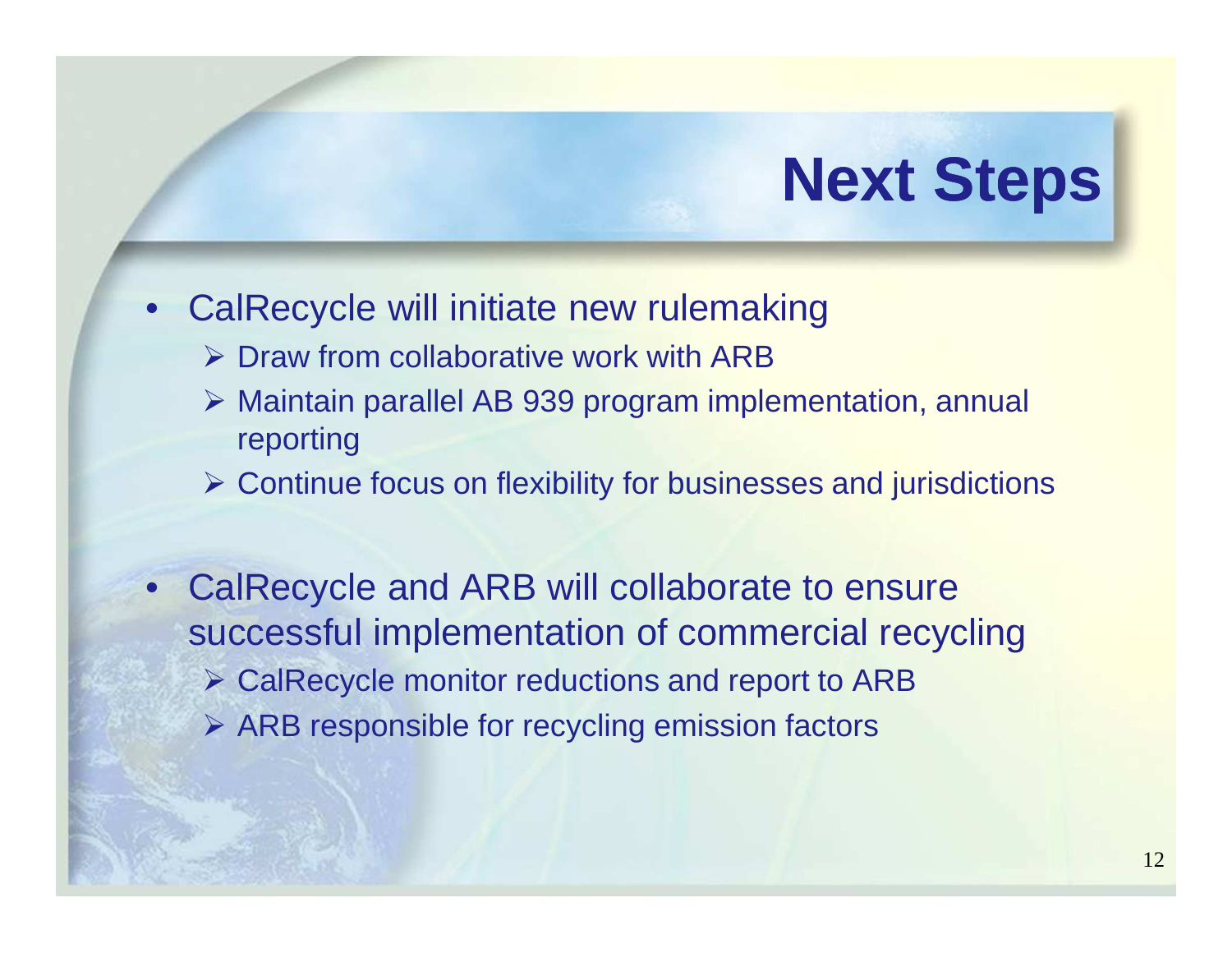# Next Steps

- CalRecycle will initiate new rulemaking
  - Draw from collaborative work with ARB
  - Maintain parallel AB 939 program implementation, annual reporting
  - Continue focus on flexibility for businesses and jurisdictions

- CalRecycle and ARB will collaborate to ensure successful implementation of commercial recycling
  - CalRecycle monitor reductions and report to ARB
  - ARB responsible for recycling emission factors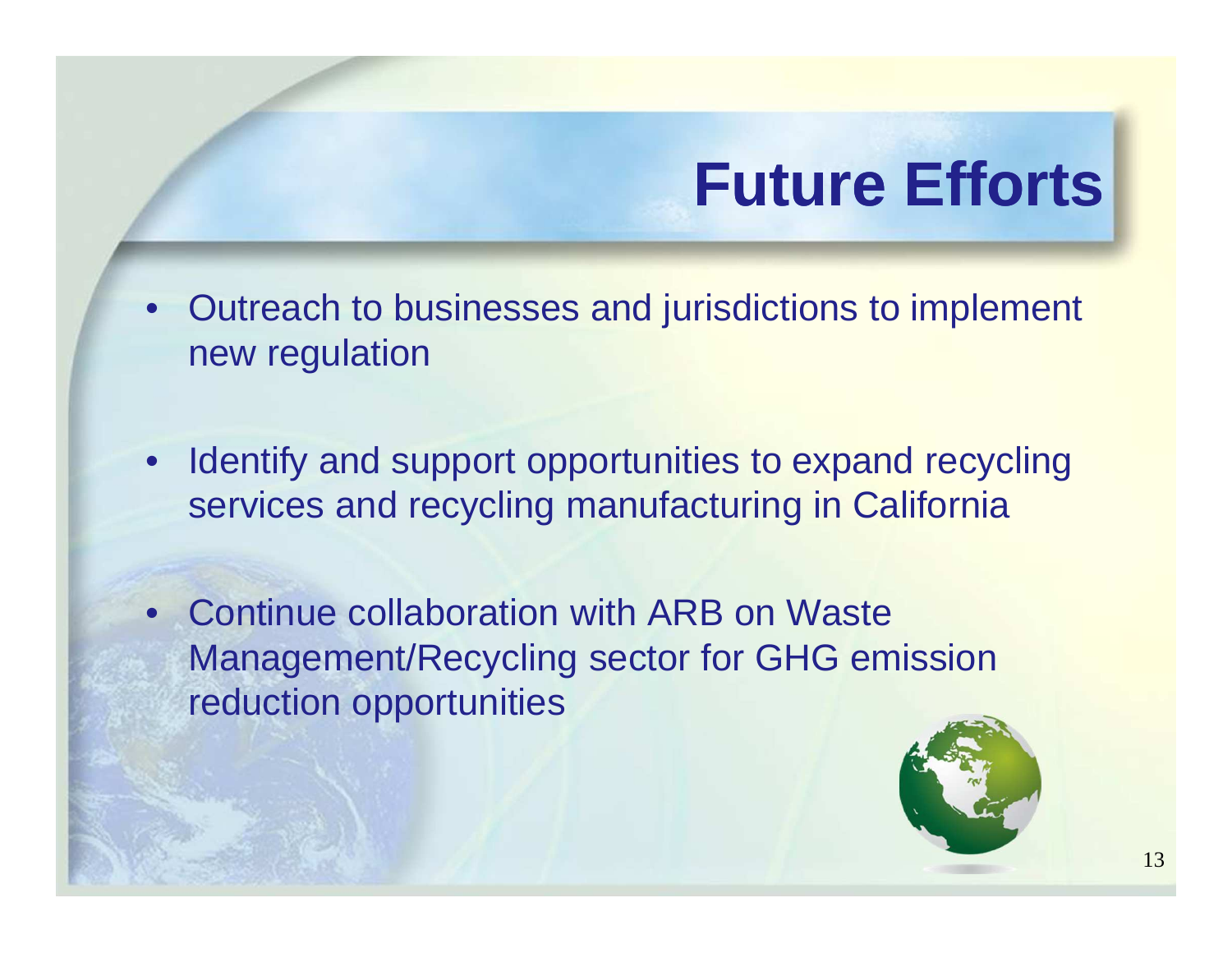# Future Efforts

- Outreach to businesses and jurisdictions to implement new regulation
- Identify and support opportunities to expand recycling services and recycling manufacturing in California
- Continue collaboration with ARB on Waste Management/Recycling sector for GHG emission reduction opportunities